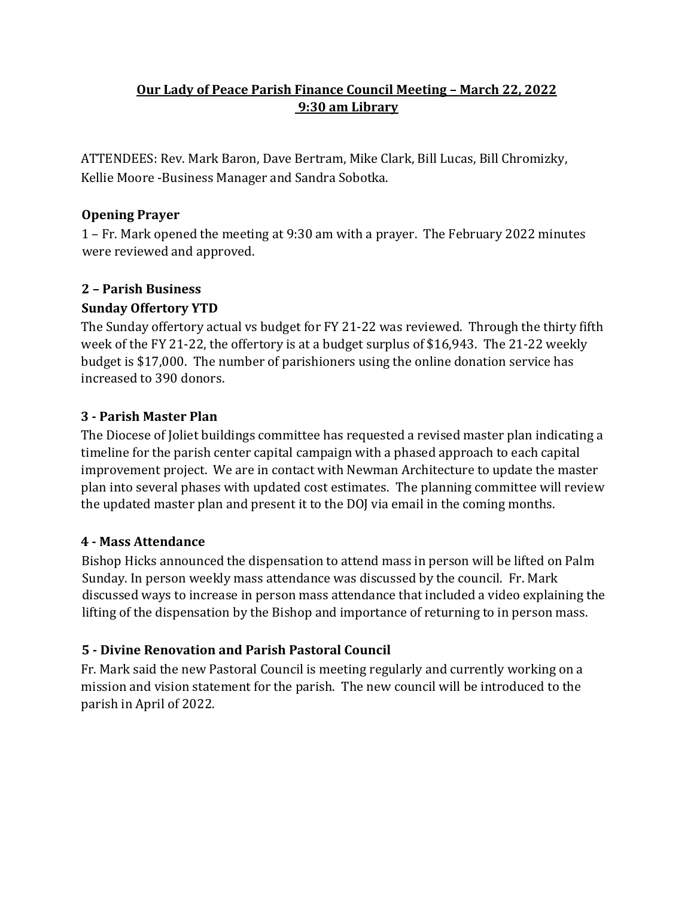# Our Lady of Peace Parish Finance Council Meeting – March 22, 2022
## 9:30 am Library

ATTENDEES: Rev. Mark Baron, Dave Bertram, Mike Clark, Bill Lucas, Bill Chromizky, Kellie Moore -Business Manager and Sandra Sobotka.

### Opening Prayer

1 – Fr. Mark opened the meeting at 9:30 am with a prayer. The February 2022 minutes were reviewed and approved.

### 2 – Parish Business

### Sunday Offertory YTD

The Sunday offertory actual vs budget for FY 21-22 was reviewed. Through the thirty fifth week of the FY 21-22, the offertory is at a budget surplus of $16,943. The 21-22 weekly budget is $17,000. The number of parishioners using the online donation service has increased to 390 donors.

### 3 - Parish Master Plan

The Diocese of Joliet buildings committee has requested a revised master plan indicating a timeline for the parish center capital campaign with a phased approach to each capital improvement project. We are in contact with Newman Architecture to update the master plan into several phases with updated cost estimates. The planning committee will review the updated master plan and present it to the DOJ via email in the coming months.

### 4 - Mass Attendance

Bishop Hicks announced the dispensation to attend mass in person will be lifted on Palm Sunday. In person weekly mass attendance was discussed by the council. Fr. Mark discussed ways to increase in person mass attendance that included a video explaining the lifting of the dispensation by the Bishop and importance of returning to in person mass.

### 5 - Divine Renovation and Parish Pastoral Council

Fr. Mark said the new Pastoral Council is meeting regularly and currently working on a mission and vision statement for the parish. The new council will be introduced to the parish in April of 2022.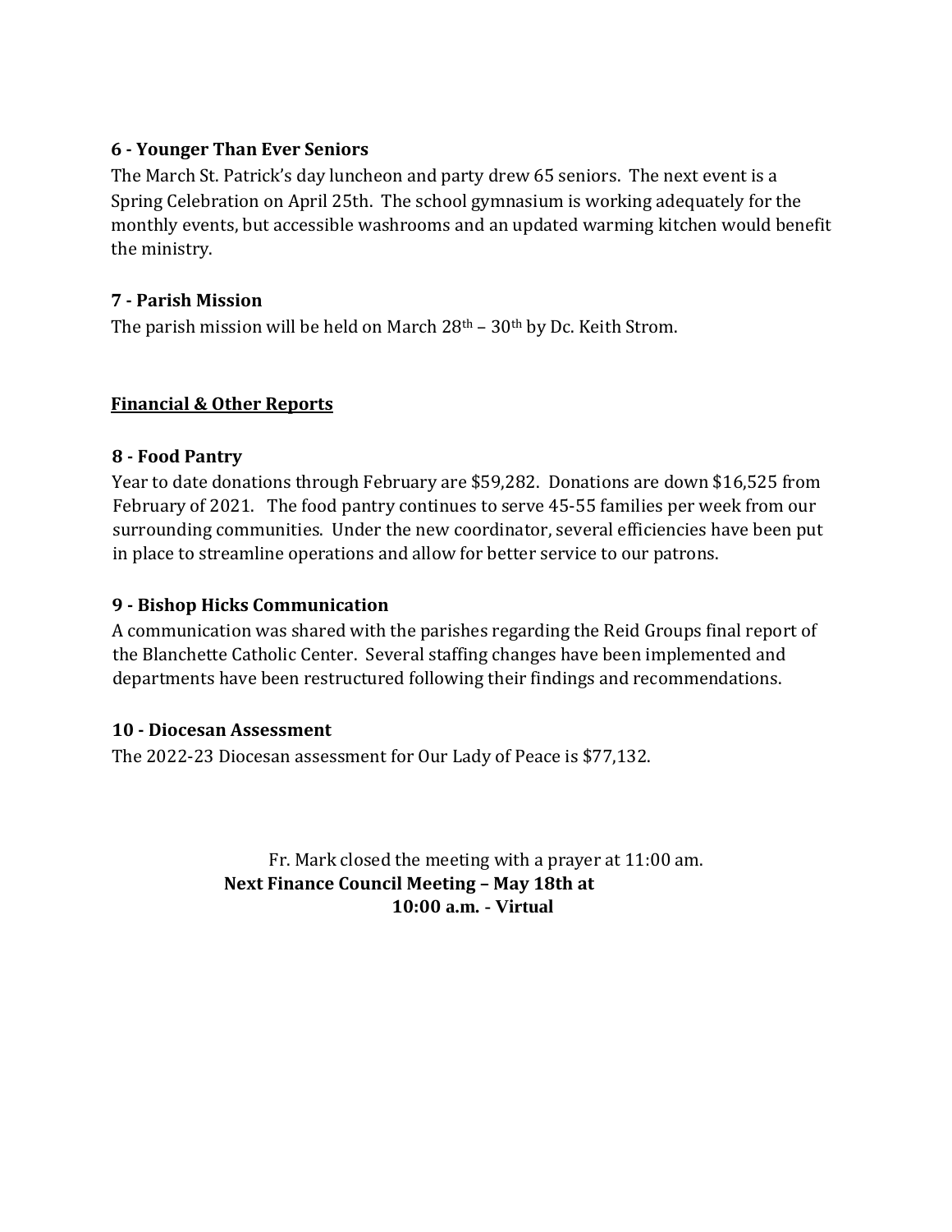### 6 - Younger Than Ever Seniors

The March St. Patrick's day luncheon and party drew 65 seniors. The next event is a Spring Celebration on April 25th. The school gymnasium is working adequately for the monthly events, but accessible washrooms and an updated warming kitchen would benefit the ministry.

### 7 - Parish Mission

The parish mission will be held on March 28th – 30th by Dc. Keith Strom.

## Financial & Other Reports

### 8 - Food Pantry

Year to date donations through February are $59,282. Donations are down $16,525 from February of 2021. The food pantry continues to serve 45-55 families per week from our surrounding communities. Under the new coordinator, several efficiencies have been put in place to streamline operations and allow for better service to our patrons.

### 9 - Bishop Hicks Communication

A communication was shared with the parishes regarding the Reid Groups final report of the Blanchette Catholic Center. Several staffing changes have been implemented and departments have been restructured following their findings and recommendations.

### 10 - Diocesan Assessment

The 2022-23 Diocesan assessment for Our Lady of Peace is $77,132.

Fr. Mark closed the meeting with a prayer at 11:00 am.

**Next Finance Council Meeting – May 18th at 10:00 a.m. - Virtual**